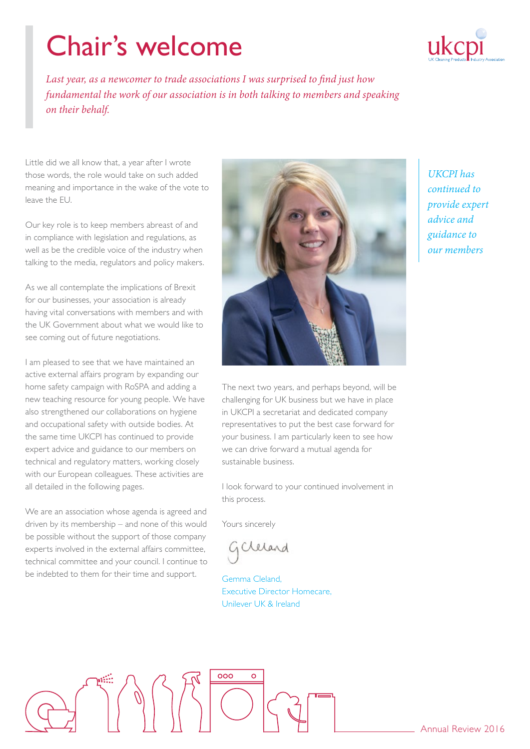# Chair's welcome

*Last year, as a newcomer to trade associations I was surprised to find just how fundamental the work of our association is in both talking to members and speaking on their behalf.*

Little did we all know that, a year after I wrote those words, the role would take on such added meaning and importance in the wake of the vote to leave the EU.

Our key role is to keep members abreast of and in compliance with legislation and regulations, as well as be the credible voice of the industry when talking to the media, regulators and policy makers.

As we all contemplate the implications of Brexit for our businesses, your association is already having vital conversations with members and with the UK Government about what we would like to see coming out of future negotiations.

I am pleased to see that we have maintained an active external affairs program by expanding our home safety campaign with RoSPA and adding a new teaching resource for young people. We have also strengthened our collaborations on hygiene and occupational safety with outside bodies. At the same time UKCPI has continued to provide expert advice and guidance to our members on technical and regulatory matters, working closely with our European colleagues. These activities are all detailed in the following pages.

We are an association whose agenda is agreed and driven by its membership – and none of this would be possible without the support of those company experts involved in the external affairs committee, technical committee and your council. I continue to be indebted to them for their time and support.

The next two years, and perhaps beyond, will be challenging for UK business but we have in place in UKCPI a secretariat and dedicated company representatives to put the best case forward for your business. I am particularly keen to see how we can drive forward a mutual agenda for sustainable business.

I look forward to your continued involvement in this process.

Yours sincerely

G Cleland

Gemma Cleland,
Executive Director Homecare,
Unilever UK & Ireland

*UKCPI has continued to provide expert advice and guidance to our members*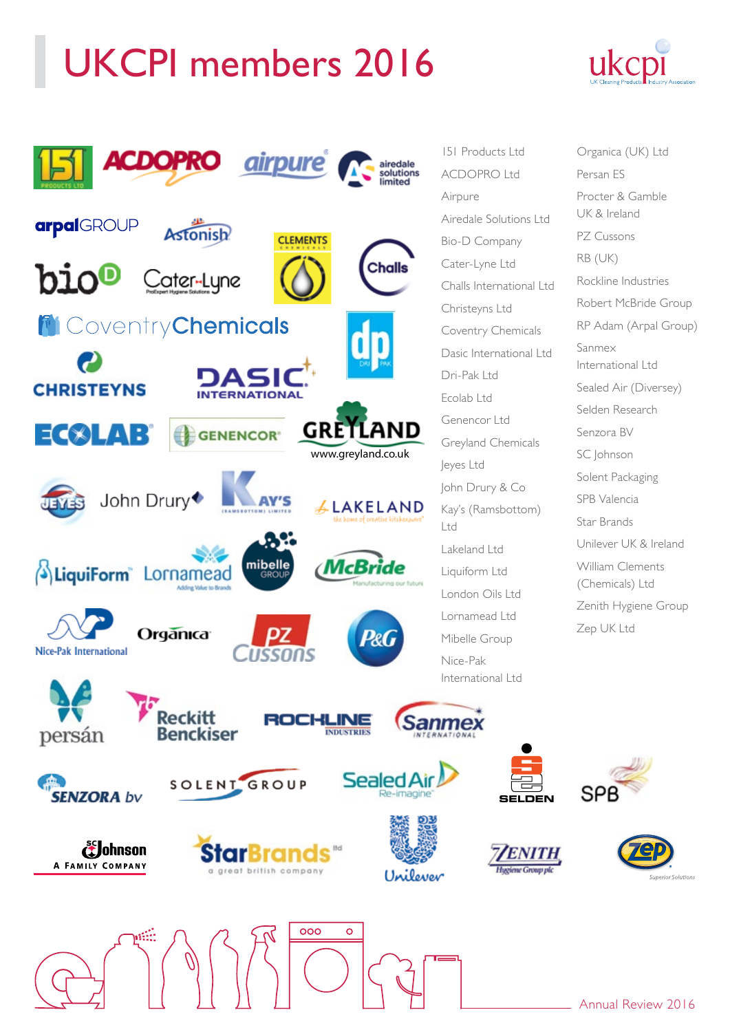# UKCPI members 2016

- 151 Products Ltd
- ACDOPRO Ltd
- Airpure
- Airedale Solutions Ltd
- Bio-D Company
- Cater-Lyne Ltd
- Challs International Ltd
- Christeyns Ltd
- Coventry Chemicals
- Dasic International Ltd
- Dri-Pak Ltd
- Ecolab Ltd
- Genencor Ltd
- Greyland Chemicals
- Jeyes Ltd
- John Drury & Co
- Kay's (Ramsbottom) Ltd
- Lakeland Ltd
- Liquiform Ltd
- London Oils Ltd
- Lornamead Ltd
- Mibelle Group
- Nice-Pak International Ltd
- Organica (UK) Ltd
- Persan ES
- Procter & Gamble UK & Ireland
- PZ Cussons
- RB (UK)
- Rockline Industries
- Robert McBride Group
- RP Adam (Arpal Group)
- Sanmex International Ltd
- Sealed Air (Diversey)
- Selden Research
- Senzora BV
- SC Johnson
- Solent Packaging
- SPB Valencia
- Star Brands
- Unilever UK & Ireland
- William Clements (Chemicals) Ltd
- Zenith Hygiene Group
- Zep UK Ltd

Annual Review 2016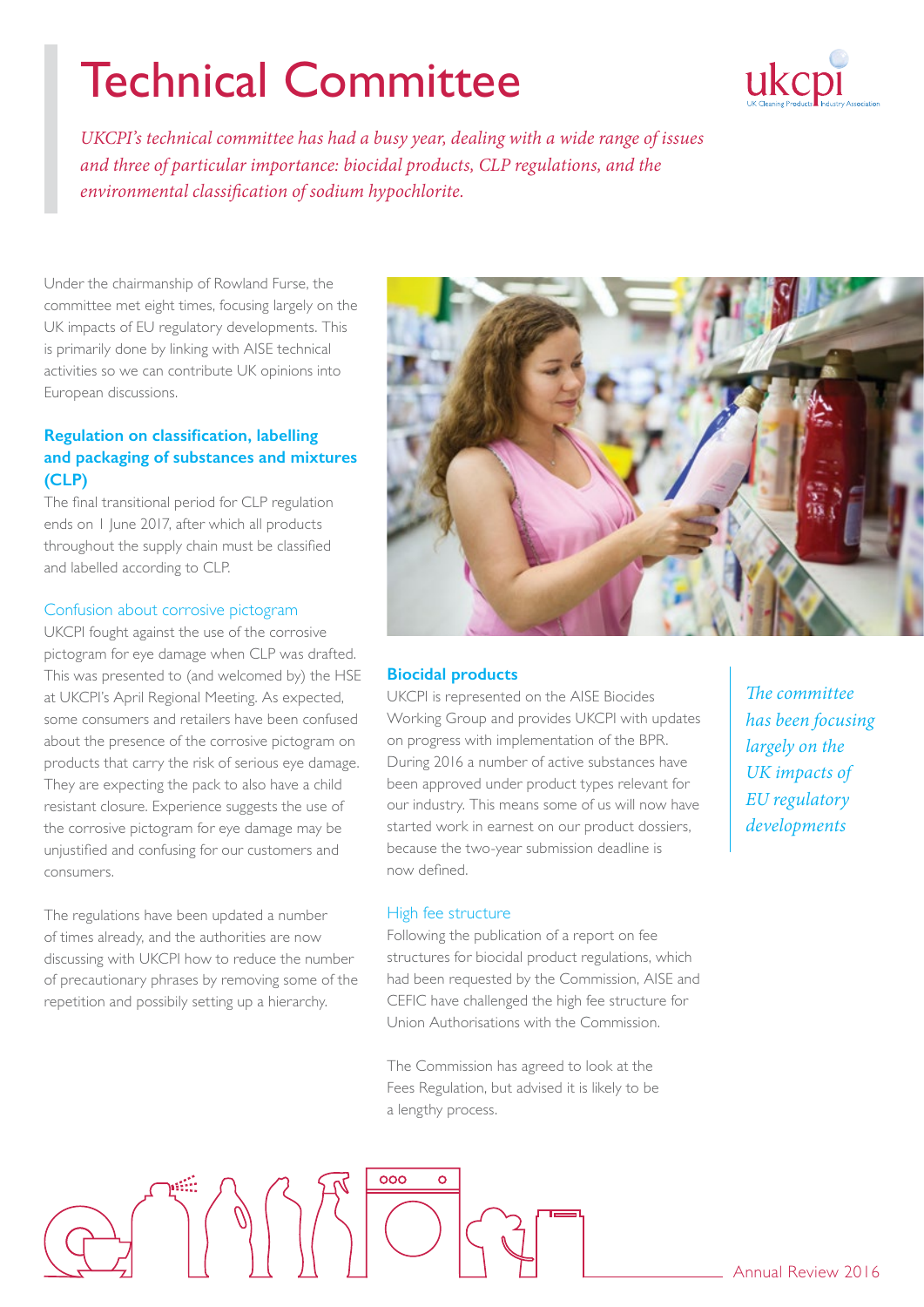# Technical Committee

*UKCPI's technical committee has had a busy year, dealing with a wide range of issues and three of particular importance: biocidal products, CLP regulations, and the environmental classification of sodium hypochlorite.*

Under the chairmanship of Rowland Furse, the committee met eight times, focusing largely on the UK impacts of EU regulatory developments. This is primarily done by linking with AISE technical activities so we can contribute UK opinions into European discussions.

## Regulation on classification, labelling and packaging of substances and mixtures (CLP)

The final transitional period for CLP regulation ends on 1 June 2017, after which all products throughout the supply chain must be classified and labelled according to CLP.

### Confusion about corrosive pictogram

UKCPI fought against the use of the corrosive pictogram for eye damage when CLP was drafted. This was presented to (and welcomed by) the HSE at UKCPI's April Regional Meeting. As expected, some consumers and retailers have been confused about the presence of the corrosive pictogram on products that carry the risk of serious eye damage. They are expecting the pack to also have a child resistant closure. Experience suggests the use of the corrosive pictogram for eye damage may be unjustified and confusing for our customers and consumers.

The regulations have been updated a number of times already, and the authorities are now discussing with UKCPI how to reduce the number of precautionary phrases by removing some of the repetition and possibly setting up a hierarchy.

## Biocidal products

UKCPI is represented on the AISE Biocides Working Group and provides UKCPI with updates on progress with implementation of the BPR. During 2016 a number of active substances have been approved under product types relevant for our industry. This means some of us will now have started work in earnest on our product dossiers, because the two-year submission deadline is now defined.

### High fee structure

Following the publication of a report on fee structures for biocidal product regulations, which had been requested by the Commission, AISE and CEFIC have challenged the high fee structure for Union Authorisations with the Commission.

The Commission has agreed to look at the Fees Regulation, but advised it is likely to be a lengthy process.

*The committee has been focusing largely on the UK impacts of EU regulatory developments*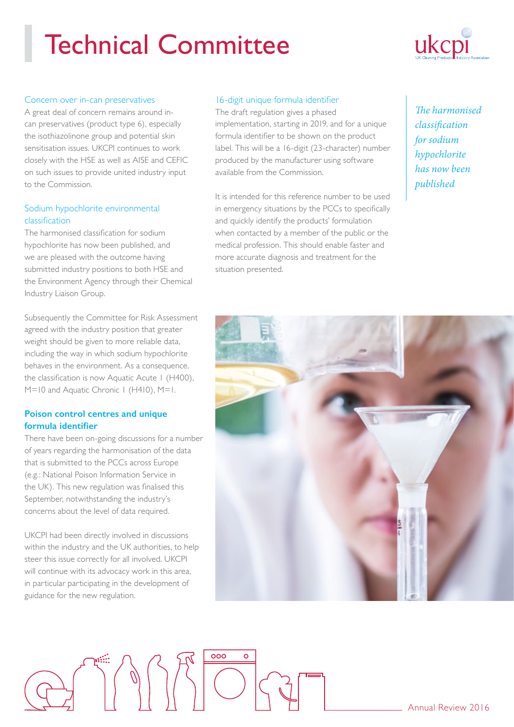# Technical Committee

### Concern over in-can preservatives

A great deal of concern remains around in-can preservatives (product type 6), especially the isothiazolinone group and potential skin sensitisation issues. UKCPI continues to work closely with the HSE as well as AISE and CEFIC on such issues to provide united industry input to the Commission.

### Sodium hypochlorite environmental classification

The harmonised classification for sodium hypochlorite has now been published, and we are pleased with the outcome having submitted industry positions to both HSE and the Environment Agency through their Chemical Industry Liaison Group.

Subsequently the Committee for Risk Assessment agreed with the industry position that greater weight should be given to more reliable data, including the way in which sodium hypochlorite behaves in the environment. As a consequence, the classification is now Aquatic Acute 1 (H400), M=10 and Aquatic Chronic 1 (H410), M=1.

### **Poison control centres and unique formula identifier**

There have been on-going discussions for a number of years regarding the harmonisation of the data that is submitted to the PCCs across Europe (e.g.: National Poison Information Service in the UK). This new regulation was finalised this September, notwithstanding the industry's concerns about the level of data required.

UKCPI had been directly involved in discussions within the industry and the UK authorities, to help steer this issue correctly for all involved. UKCPI will continue with its advocacy work in this area, in particular participating in the development of guidance for the new regulation.

### 16-digit unique formula identifier

The draft regulation gives a phased implementation, starting in 2019, and for a unique formula identifier to be shown on the product label. This will be a 16-digit (23-character) number produced by the manufacturer using software available from the Commission.

It is intended for this reference number to be used in emergency situations by the PCCs to specifically and quickly identify the products' formulation when contacted by a member of the public or the medical profession. This should enable faster and more accurate diagnosis and treatment for the situation presented.

*The harmonised classification for sodium hypochlorite has now been published*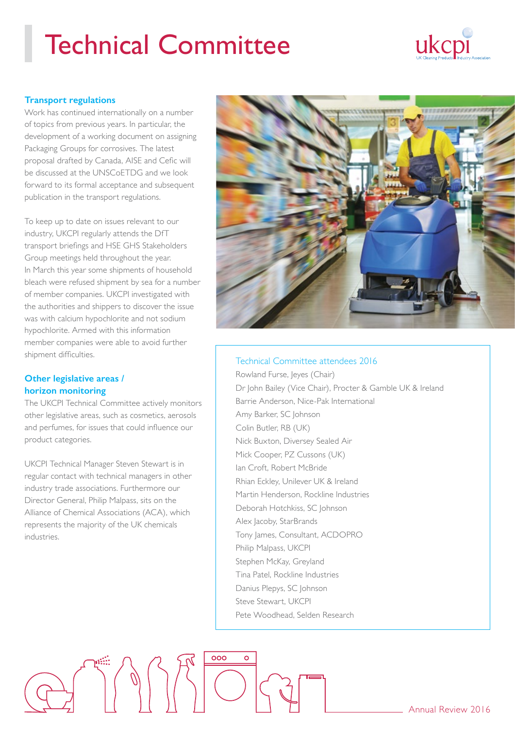# Technical Committee

## Transport regulations

Work has continued internationally on a number of topics from previous years. In particular, the development of a working document on assigning Packaging Groups for corrosives. The latest proposal drafted by Canada, AISE and Cefic will be discussed at the UNSCoETDG and we look forward to its formal acceptance and subsequent publication in the transport regulations.

To keep up to date on issues relevant to our industry, UKCPI regularly attends the DfT transport briefings and HSE GHS Stakeholders Group meetings held throughout the year. In March this year some shipments of household bleach were refused shipment by sea for a number of member companies. UKCPI investigated with the authorities and shippers to discover the issue was with calcium hypochlorite and not sodium hypochlorite. Armed with this information member companies were able to avoid further shipment difficulties.

## Other legislative areas / horizon monitoring

The UKCPI Technical Committee actively monitors other legislative areas, such as cosmetics, aerosols and perfumes, for issues that could influence our product categories.

UKCPI Technical Manager Steven Stewart is in regular contact with technical managers in other industry trade associations. Furthermore our Director General, Philip Malpass, sits on the Alliance of Chemical Associations (ACA), which represents the majority of the UK chemicals industries.

### Technical Committee attendees 2016

Rowland Furse, Jeyes (Chair)
Dr John Bailey (Vice Chair), Procter & Gamble UK & Ireland
Barrie Anderson, Nice-Pak International
Amy Barker, SC Johnson
Colin Butler, RB (UK)
Nick Buxton, Diversey Sealed Air
Mick Cooper, PZ Cussons (UK)
Ian Croft, Robert McBride
Rhian Eckley, Unilever UK & Ireland
Martin Henderson, Rockline Industries
Deborah Hotchkiss, SC Johnson
Alex Jacoby, StarBrands
Tony James, Consultant, ACDOPRO
Philip Malpass, UKCPI
Stephen McKay, Greyland
Tina Patel, Rockline Industries
Danius Plepys, SC Johnson
Steve Stewart, UKCPI
Pete Woodhead, Selden Research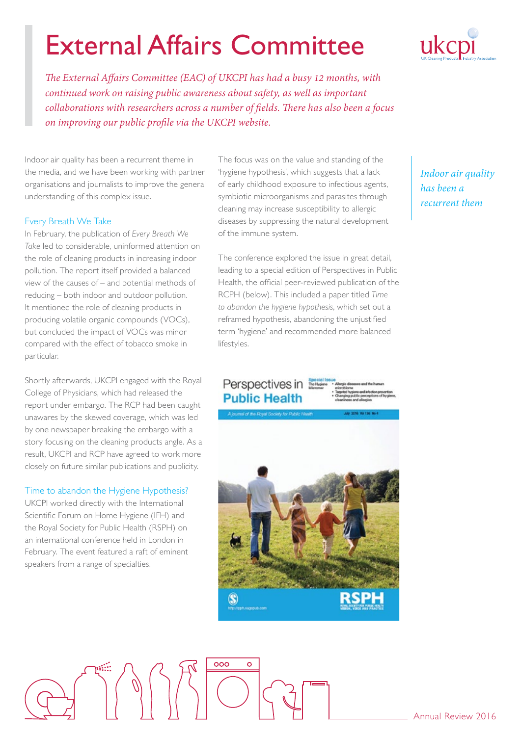# External Affairs Committee

*The External Affairs Committee (EAC) of UKCPI has had a busy 12 months, with continued work on raising public awareness about safety, as well as important collaborations with researchers across a number of fields. There has also been a focus on improving our public profile via the UKCPI website.*

Indoor air quality has been a recurrent theme in the media, and we have been working with partner organisations and journalists to improve the general understanding of this complex issue.

## Every Breath We Take

In February, the publication of *Every Breath We Take* led to considerable, uninformed attention on the role of cleaning products in increasing indoor pollution. The report itself provided a balanced view of the causes of – and potential methods of reducing – both indoor and outdoor pollution. It mentioned the role of cleaning products in producing volatile organic compounds (VOCs), but concluded the impact of VOCs was minor compared with the effect of tobacco smoke in particular.

Shortly afterwards, UKCPI engaged with the Royal College of Physicians, which had released the report under embargo. The RCP had been caught unawares by the skewed coverage, which was led by one newspaper breaking the embargo with a story focusing on the cleaning products angle. As a result, UKCPI and RCP have agreed to work more closely on future similar publications and publicity.

## Time to abandon the Hygiene Hypothesis?

UKCPI worked directly with the International Scientific Forum on Home Hygiene (IFH) and the Royal Society for Public Health (RSPH) on an international conference held in London in February. The event featured a raft of eminent speakers from a range of specialties.

The focus was on the value and standing of the 'hygiene hypothesis', which suggests that a lack of early childhood exposure to infectious agents, symbiotic microorganisms and parasites through cleaning may increase susceptibility to allergic diseases by suppressing the natural development of the immune system.

The conference explored the issue in great detail, leading to a special edition of Perspectives in Public Health, the official peer-reviewed publication of the RCPH (below). This included a paper titled *Time to abandon the hygiene hypothesis*, which set out a reframed hypothesis, abandoning the unjustified term 'hygiene' and recommended more balanced lifestyles.

*Indoor air quality has been a recurrent them*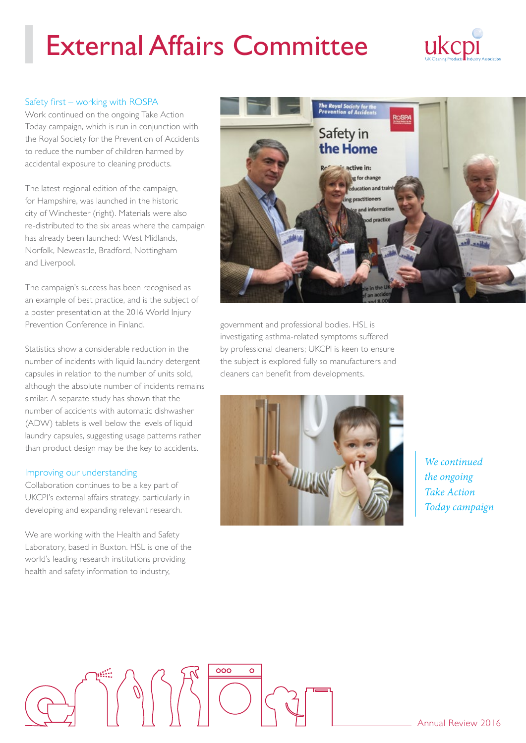# External Affairs Committee

### Safety first – working with ROSPA

Work continued on the ongoing Take Action Today campaign, which is run in conjunction with the Royal Society for the Prevention of Accidents to reduce the number of children harmed by accidental exposure to cleaning products.

The latest regional edition of the campaign, for Hampshire, was launched in the historic city of Winchester (right). Materials were also re-distributed to the six areas where the campaign has already been launched: West Midlands, Norfolk, Newcastle, Bradford, Nottingham and Liverpool.

The campaign's success has been recognised as an example of best practice, and is the subject of a poster presentation at the 2016 World Injury Prevention Conference in Finland.

Statistics show a considerable reduction in the number of incidents with liquid laundry detergent capsules in relation to the number of units sold, although the absolute number of incidents remains similar. A separate study has shown that the number of accidents with automatic dishwasher (ADW) tablets is well below the levels of liquid laundry capsules, suggesting usage patterns rather than product design may be the key to accidents.

### Improving our understanding

Collaboration continues to be a key part of UKCPI's external affairs strategy, particularly in developing and expanding relevant research.

We are working with the Health and Safety Laboratory, based in Buxton. HSL is one of the world's leading research institutions providing health and safety information to industry, government and professional bodies. HSL is investigating asthma-related symptoms suffered by professional cleaners; UKCPI is keen to ensure the subject is explored fully so manufacturers and cleaners can benefit from developments.

*We continued the ongoing Take Action Today campaign*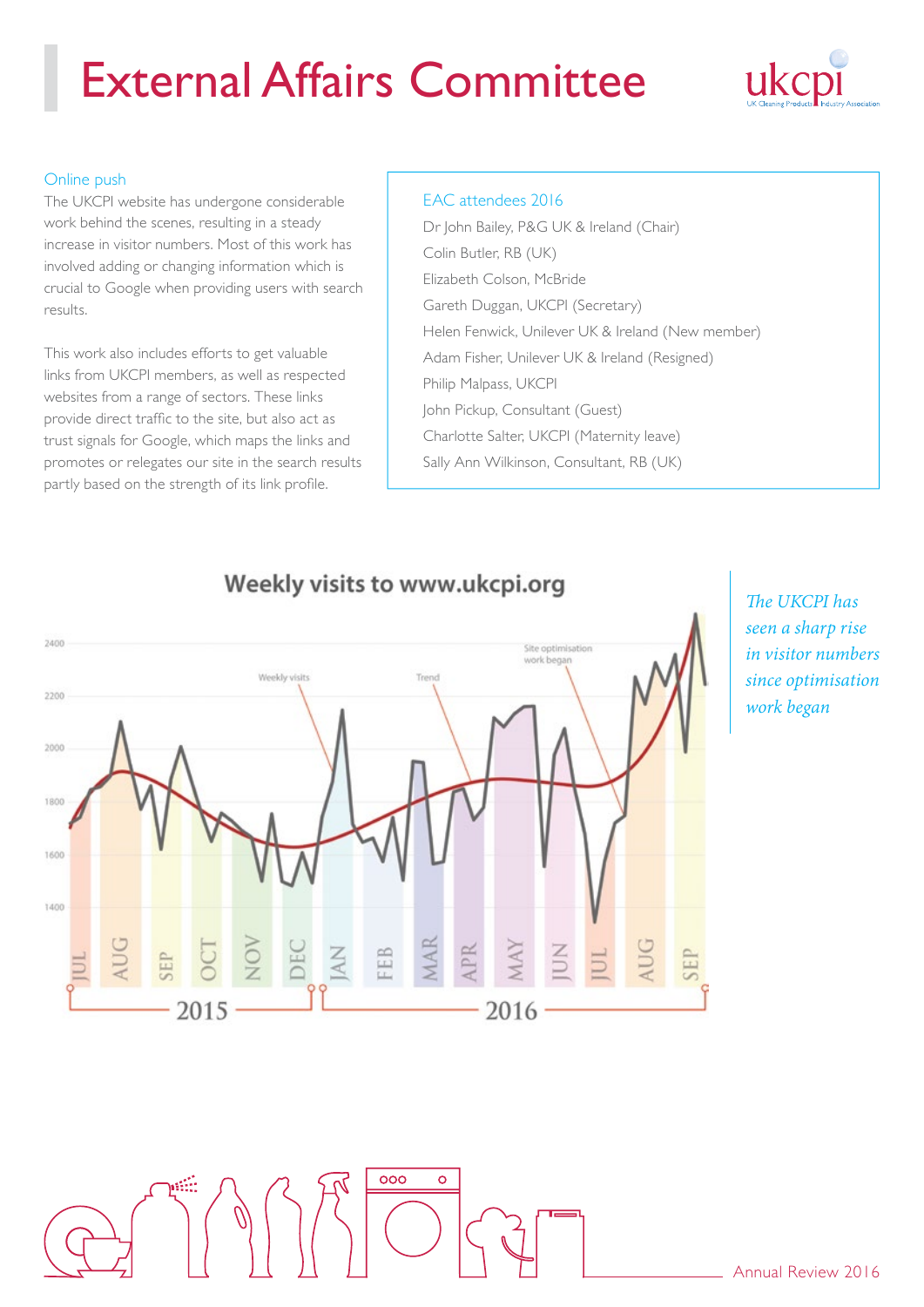# External Affairs Committee

## Online push

The UKCPI website has undergone considerable work behind the scenes, resulting in a steady increase in visitor numbers. Most of this work has involved adding or changing information which is crucial to Google when providing users with search results.

This work also includes efforts to get valuable links from UKCPI members, as well as respected websites from a range of sectors. These links provide direct traffic to the site, but also act as trust signals for Google, which maps the links and promotes or relegates our site in the search results partly based on the strength of its link profile.

### EAC attendees 2016

Dr John Bailey, P&G UK & Ireland (Chair)
Colin Butler, RB (UK)
Elizabeth Colson, McBride
Gareth Duggan, UKCPI (Secretary)
Helen Fenwick, Unilever UK & Ireland (New member)
Adam Fisher, Unilever UK & Ireland (Resigned)
Philip Malpass, UKCPI
John Pickup, Consultant (Guest)
Charlotte Salter, UKCPI (Maternity leave)
Sally Ann Wilkinson, Consultant, RB (UK)

**Weekly visits to www.ukcpi.org**

*The UKCPI has seen a sharp rise in visitor numbers since optimisation work began*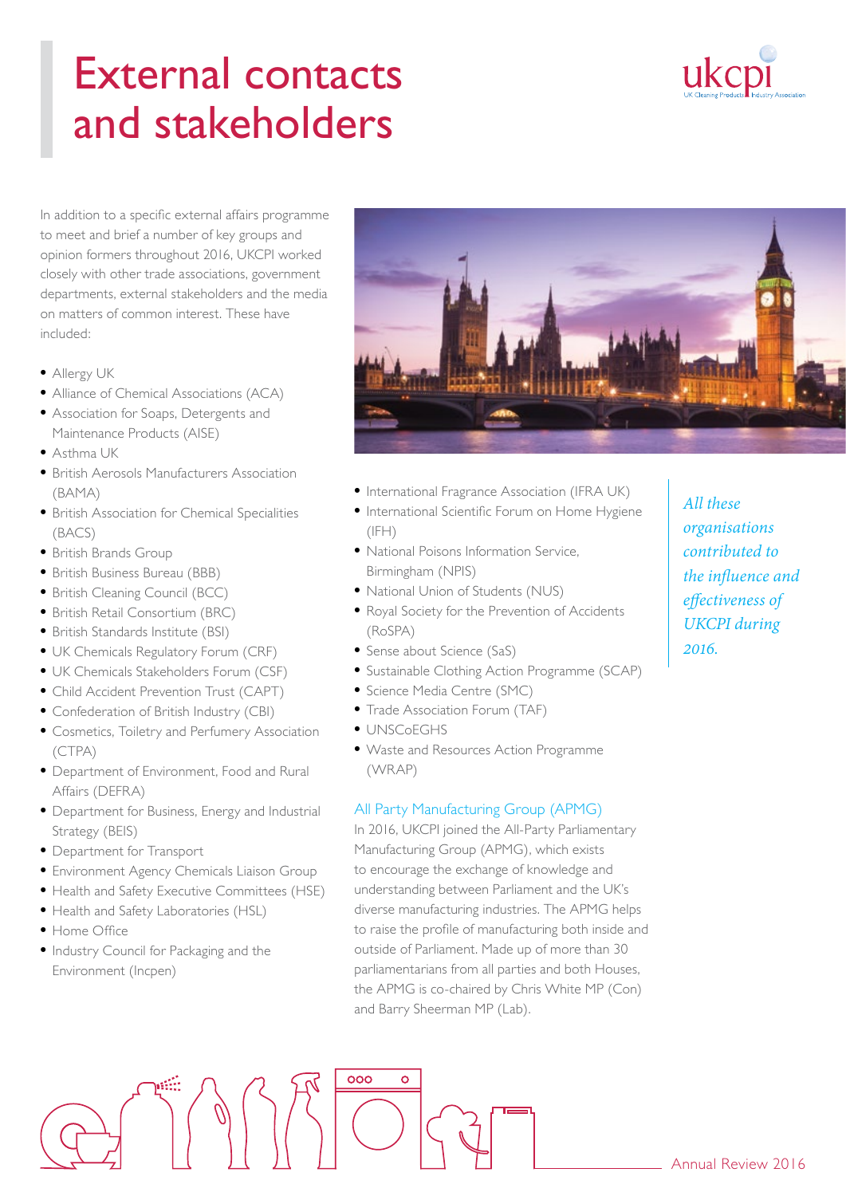# External contacts and stakeholders

In addition to a specific external affairs programme to meet and brief a number of key groups and opinion formers throughout 2016, UKCPI worked closely with other trade associations, government departments, external stakeholders and the media on matters of common interest. These have included:

- Allergy UK
- Alliance of Chemical Associations (ACA)
- Association for Soaps, Detergents and Maintenance Products (AISE)
- Asthma UK
- British Aerosols Manufacturers Association (BAMA)
- British Association for Chemical Specialities (BACS)
- British Brands Group
- British Business Bureau (BBB)
- British Cleaning Council (BCC)
- British Retail Consortium (BRC)
- British Standards Institute (BSI)
- UK Chemicals Regulatory Forum (CRF)
- UK Chemicals Stakeholders Forum (CSF)
- Child Accident Prevention Trust (CAPT)
- Confederation of British Industry (CBI)
- Cosmetics, Toiletry and Perfumery Association (CTPA)
- Department of Environment, Food and Rural Affairs (DEFRA)
- Department for Business, Energy and Industrial Strategy (BEIS)
- Department for Transport
- Environment Agency Chemicals Liaison Group
- Health and Safety Executive Committees (HSE)
- Health and Safety Laboratories (HSL)
- Home Office
- Industry Council for Packaging and the Environment (Incpen)
- International Fragrance Association (IFRA UK)
- International Scientific Forum on Home Hygiene (IFH)
- National Poisons Information Service, Birmingham (NPIS)
- National Union of Students (NUS)
- Royal Society for the Prevention of Accidents (RoSPA)
- Sense about Science (SaS)
- Sustainable Clothing Action Programme (SCAP)
- Science Media Centre (SMC)
- Trade Association Forum (TAF)
- UNSCoEGHS
- Waste and Resources Action Programme (WRAP)

*All these organisations contributed to the influence and effectiveness of UKCPI during 2016.*

## All Party Manufacturing Group (APMG)

In 2016, UKCPI joined the All-Party Parliamentary Manufacturing Group (APMG), which exists to encourage the exchange of knowledge and understanding between Parliament and the UK's diverse manufacturing industries. The APMG helps to raise the profile of manufacturing both inside and outside of Parliament. Made up of more than 30 parliamentarians from all parties and both Houses, the APMG is co-chaired by Chris White MP (Con) and Barry Sheerman MP (Lab).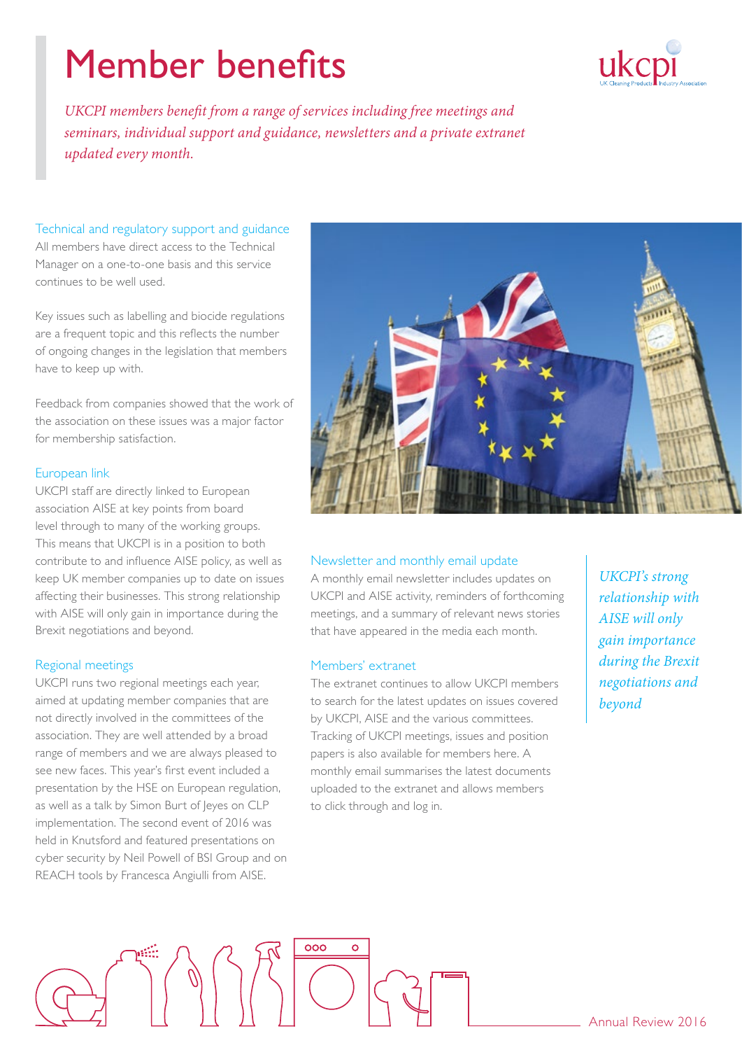# Member benefits

*UKCPI members benefit from a range of services including free meetings and seminars, individual support and guidance, newsletters and a private extranet updated every month.*

## Technical and regulatory support and guidance

All members have direct access to the Technical Manager on a one-to-one basis and this service continues to be well used.

Key issues such as labelling and biocide regulations are a frequent topic and this reflects the number of ongoing changes in the legislation that members have to keep up with.

Feedback from companies showed that the work of the association on these issues was a major factor for membership satisfaction.

## European link

UKCPI staff are directly linked to European association AISE at key points from board level through to many of the working groups. This means that UKCPI is in a position to both contribute to and influence AISE policy, as well as keep UK member companies up to date on issues affecting their businesses. This strong relationship with AISE will only gain in importance during the Brexit negotiations and beyond.

## Regional meetings

UKCPI runs two regional meetings each year, aimed at updating member companies that are not directly involved in the committees of the association. They are well attended by a broad range of members and we are always pleased to see new faces. This year's first event included a presentation by the HSE on European regulation, as well as a talk by Simon Burt of Jeyes on CLP implementation. The second event of 2016 was held in Knutsford and featured presentations on cyber security by Neil Powell of BSI Group and on REACH tools by Francesca Angiulli from AISE.

## Newsletter and monthly email update

A monthly email newsletter includes updates on UKCPI and AISE activity, reminders of forthcoming meetings, and a summary of relevant news stories that have appeared in the media each month.

## Members' extranet

The extranet continues to allow UKCPI members to search for the latest updates on issues covered by UKCPI, AISE and the various committees. Tracking of UKCPI meetings, issues and position papers is also available for members here. A monthly email summarises the latest documents uploaded to the extranet and allows members to click through and log in.

*UKCPI's strong relationship with AISE will only gain importance during the Brexit negotiations and beyond*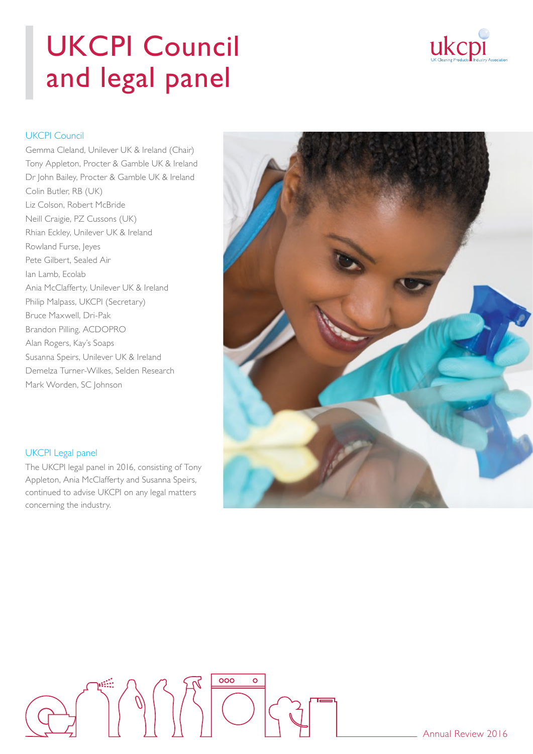# UKCPI Council and legal panel

## UKCPI Council

Gemma Cleland, Unilever UK & Ireland (Chair)
Tony Appleton, Procter & Gamble UK & Ireland
Dr John Bailey, Procter & Gamble UK & Ireland
Colin Butler, RB (UK)
Liz Colson, Robert McBride
Neill Craigie, PZ Cussons (UK)
Rhian Eckley, Unilever UK & Ireland
Rowland Furse, Jeyes
Pete Gilbert, Sealed Air
Ian Lamb, Ecolab
Ania McClafferty, Unilever UK & Ireland
Philip Malpass, UKCPI (Secretary)
Bruce Maxwell, Dri-Pak
Brandon Pilling, ACDOPRO
Alan Rogers, Kay's Soaps
Susanna Speirs, Unilever UK & Ireland
Demelza Turner-Wilkes, Selden Research
Mark Worden, SC Johnson

## UKCPI Legal panel

The UKCPI legal panel in 2016, consisting of Tony Appleton, Ania McClafferty and Susanna Speirs, continued to advise UKCPI on any legal matters concerning the industry.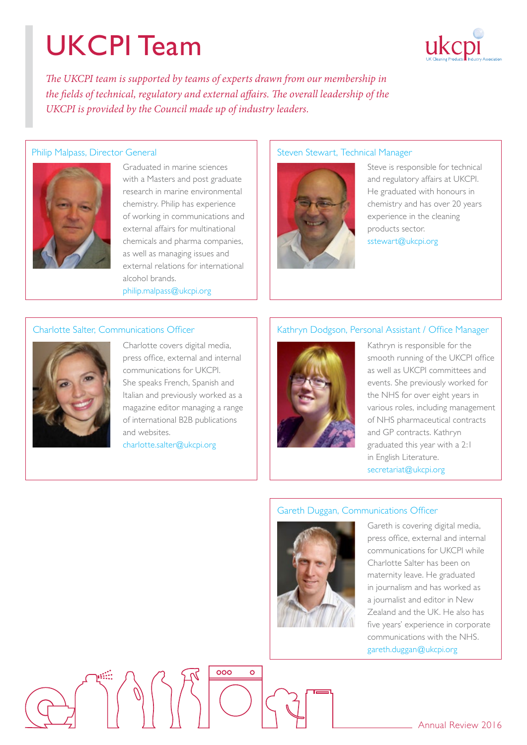# UKCPI Team

*The UKCPI team is supported by teams of experts drawn from our membership in the fields of technical, regulatory and external affairs. The overall leadership of the UKCPI is provided by the Council made up of industry leaders.*

### Philip Malpass, Director General

Graduated in marine sciences with a Masters and post graduate research in marine environmental chemistry. Philip has experience of working in communications and external affairs for multinational chemicals and pharma companies, as well as managing issues and external relations for international alcohol brands.

philip.malpass@ukcpi.org

### Steven Stewart, Technical Manager

Steve is responsible for technical and regulatory affairs at UKCPI. He graduated with honours in chemistry and has over 20 years experience in the cleaning products sector.

sstewart@ukcpi.org

### Charlotte Salter, Communications Officer

Charlotte covers digital media, press office, external and internal communications for UKCPI. She speaks French, Spanish and Italian and previously worked as a magazine editor managing a range of international B2B publications and websites.

charlotte.salter@ukcpi.org

### Kathryn Dodgson, Personal Assistant / Office Manager

Kathryn is responsible for the smooth running of the UKCPI office as well as UKCPI committees and events. She previously worked for the NHS for over eight years in various roles, including management of NHS pharmaceutical contracts and GP contracts. Kathryn graduated this year with a 2:1 in English Literature.

secretariat@ukcpi.org

### Gareth Duggan, Communications Officer

Gareth is covering digital media, press office, external and internal communications for UKCPI while Charlotte Salter has been on maternity leave. He graduated in journalism and has worked as a journalist and editor in New Zealand and the UK. He also has five years' experience in corporate communications with the NHS.

gareth.duggan@ukcpi.org